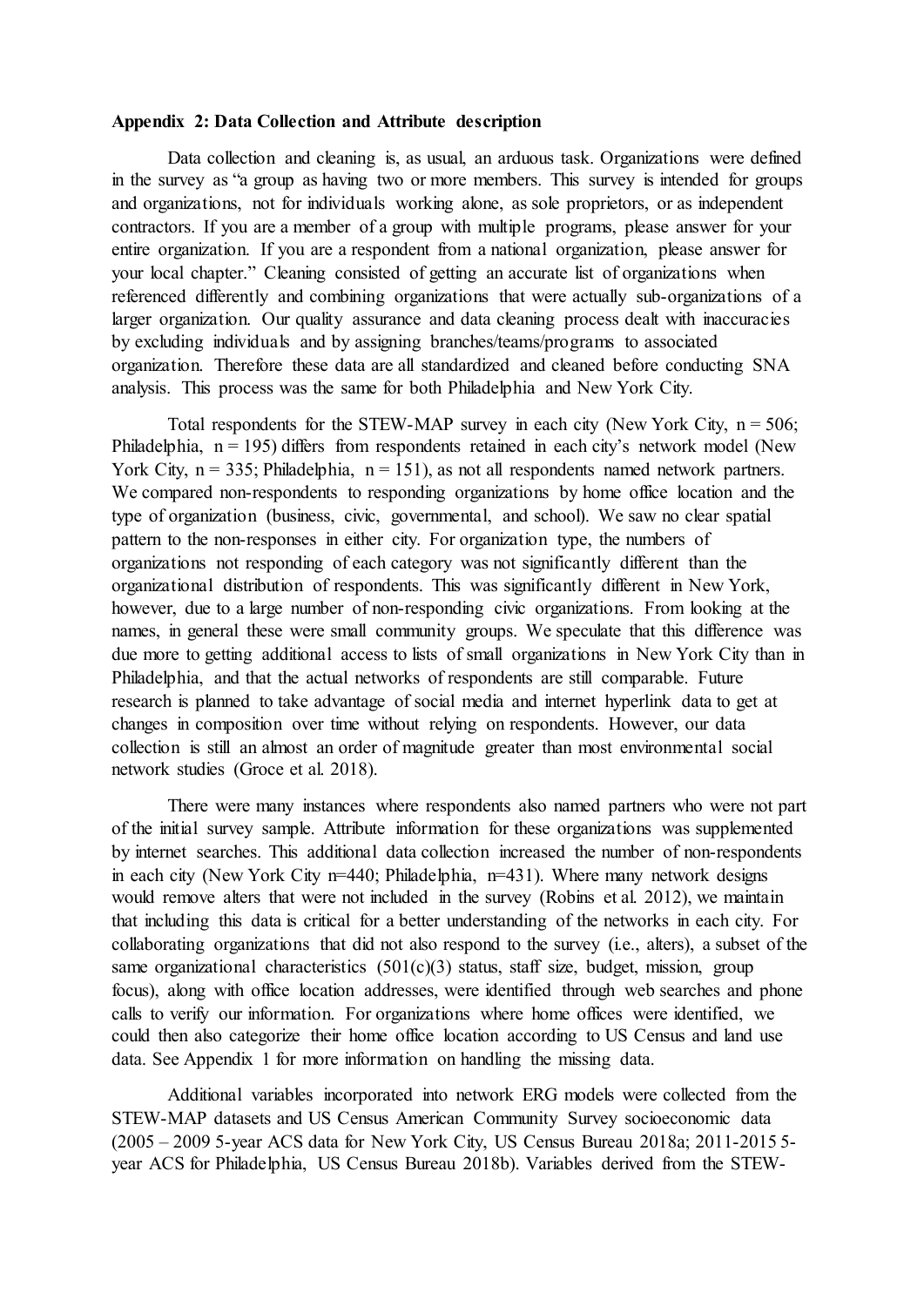**Appendix 2: Data Collection and Attribute description**

Data collection and cleaning is, as usual, an arduous task. Organizations were defined in the survey as "a group as having two or more members. This survey is intended for groups and organizations, not for individuals working alone, as sole proprietors, or as independent contractors. If you are a member of a group with multiple programs, please answer for your entire organization. If you are a respondent from a national organization, please answer for your local chapter." Cleaning consisted of getting an accurate list of organizations when referenced differently and combining organizations that were actually sub-organizations of a larger organization. Our quality assurance and data cleaning process dealt with inaccuracies by excluding individuals and by assigning branches/teams/programs to associated organization. Therefore these data are all standardized and cleaned before conducting SNA analysis. This process was the same for both Philadelphia and New York City.

Total respondents for the STEW-MAP survey in each city (New York City, n = 506; Philadelphia, n = 195) differs from respondents retained in each city's network model (New York City, n = 335; Philadelphia, n = 151), as not all respondents named network partners. We compared non-respondents to responding organizations by home office location and the type of organization (business, civic, governmental, and school). We saw no clear spatial pattern to the non-responses in either city. For organization type, the numbers of organizations not responding of each category was not significantly different than the organizational distribution of respondents. This was significantly different in New York, however, due to a large number of non-responding civic organizations. From looking at the names, in general these were small community groups. We speculate that this difference was due more to getting additional access to lists of small organizations in New York City than in Philadelphia, and that the actual networks of respondents are still comparable. Future research is planned to take advantage of social media and internet hyperlink data to get at changes in composition over time without relying on respondents. However, our data collection is still an almost an order of magnitude greater than most environmental social network studies (Groce et al. 2018).

There were many instances where respondents also named partners who were not part of the initial survey sample. Attribute information for these organizations was supplemented by internet searches. This additional data collection increased the number of non-respondents in each city (New York City n=440; Philadelphia, n=431). Where many network designs would remove alters that were not included in the survey (Robins et al. 2012), we maintain that including this data is critical for a better understanding of the networks in each city. For collaborating organizations that did not also respond to the survey (i.e., alters), a subset of the same organizational characteristics (501(c)(3) status, staff size, budget, mission, group focus), along with office location addresses, were identified through web searches and phone calls to verify our information. For organizations where home offices were identified, we could then also categorize their home office location according to US Census and land use data. See Appendix 1 for more information on handling the missing data.

Additional variables incorporated into network ERG models were collected from the STEW-MAP datasets and US Census American Community Survey socioeconomic data (2005 – 2009 5-year ACS data for New York City, US Census Bureau 2018a; 2011-2015 5-year ACS for Philadelphia, US Census Bureau 2018b). Variables derived from the STEW-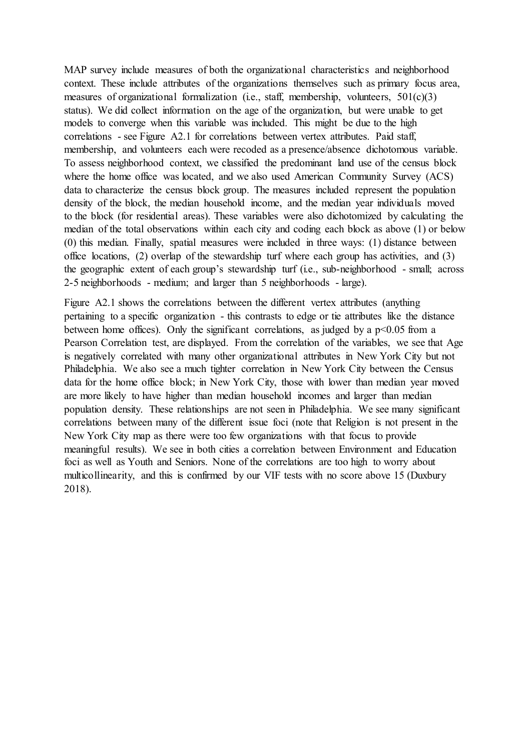MAP survey include measures of both the organizational characteristics and neighborhood context. These include attributes of the organizations themselves such as primary focus area, measures of organizational formalization (i.e., staff, membership, volunteers, 501(c)(3) status). We did collect information on the age of the organization, but were unable to get models to converge when this variable was included. This might be due to the high correlations - see Figure A2.1 for correlations between vertex attributes. Paid staff, membership, and volunteers each were recoded as a presence/absence dichotomous variable. To assess neighborhood context, we classified the predominant land use of the census block where the home office was located, and we also used American Community Survey (ACS) data to characterize the census block group. The measures included represent the population density of the block, the median household income, and the median year individuals moved to the block (for residential areas). These variables were also dichotomized by calculating the median of the total observations within each city and coding each block as above (1) or below (0) this median. Finally, spatial measures were included in three ways: (1) distance between office locations, (2) overlap of the stewardship turf where each group has activities, and (3) the geographic extent of each group's stewardship turf (i.e., sub-neighborhood - small; across 2-5 neighborhoods - medium; and larger than 5 neighborhoods - large).

Figure A2.1 shows the correlations between the different vertex attributes (anything pertaining to a specific organization - this contrasts to edge or tie attributes like the distance between home offices). Only the significant correlations, as judged by a $p<0.05$ from a Pearson Correlation test, are displayed. From the correlation of the variables, we see that Age is negatively correlated with many other organizational attributes in New York City but not Philadelphia. We also see a much tighter correlation in New York City between the Census data for the home office block; in New York City, those with lower than median year moved are more likely to have higher than median household incomes and larger than median population density. These relationships are not seen in Philadelphia. We see many significant correlations between many of the different issue foci (note that Religion is not present in the New York City map as there were too few organizations with that focus to provide meaningful results). We see in both cities a correlation between Environment and Education foci as well as Youth and Seniors. None of the correlations are too high to worry about multicollinearity, and this is confirmed by our VIF tests with no score above 15 (Duxbury 2018).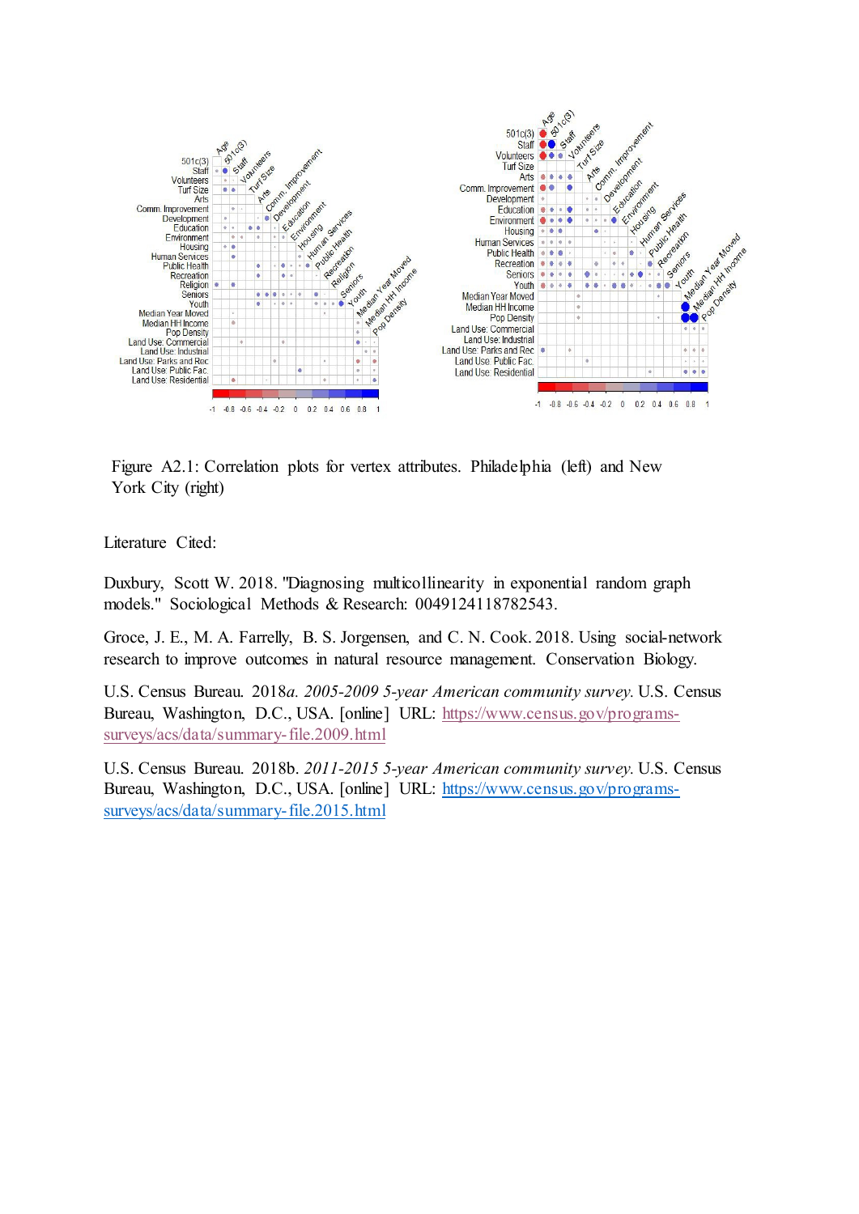Age
501c(3)
Staff
Volunteers
Turf Size
Arts
Comm. Improvement
Development
Education
Environment
Housing
Human Services
Public Health
Recreation
Religion
Seniors
Youth
Median Year Moved
Median HH Income
Pop Density
Land Use: Commercial
Land Use: Industrial
Land Use: Parks and Rec
Land Use: Public Fac.
Land Use: Residential

-1 -0.8 -0.6 -0.4 -0.2 0 0.2 0.4 0.6 0.8 1

Age
501c(3)
Staff
Volunteers
Turf Size
Arts
Comm. Improvement
Development
Education
Environment
Housing
Human Services
Public Health
Recreation
Seniors
Youth
Median Year Moved
Median HH Income
Pop Density
Land Use: Commercial
Land Use: Industrial
Land Use: Parks and Rec
Land Use: Public Fac.
Land Use: Residential

-1 -0.8 -0.6 -0.4 -0.2 0 0.2 0.4 0.6 0.8 1

Figure A2.1: Correlation plots for vertex attributes. Philadelphia (left) and New York City (right)

Literature Cited:

Duxbury, Scott W. 2018. "Diagnosing multicollinearity in exponential random graph models." Sociological Methods & Research: 0049124118782543.

Groce, J. E., M. A. Farrelly, B. S. Jorgensen, and C. N. Cook. 2018. Using social-network research to improve outcomes in natural resource management. Conservation Biology.

U.S. Census Bureau. 2018*a*. *2005-2009 5-year American community survey.* U.S. Census Bureau, Washington, D.C., USA. [online] URL: https://www.census.gov/programs-surveys/acs/data/summary-file.2009.html

U.S. Census Bureau. 2018b. *2011-2015 5-year American community survey.* U.S. Census Bureau, Washington, D.C., USA. [online] URL: https://www.census.gov/programs-surveys/acs/data/summary-file.2015.html